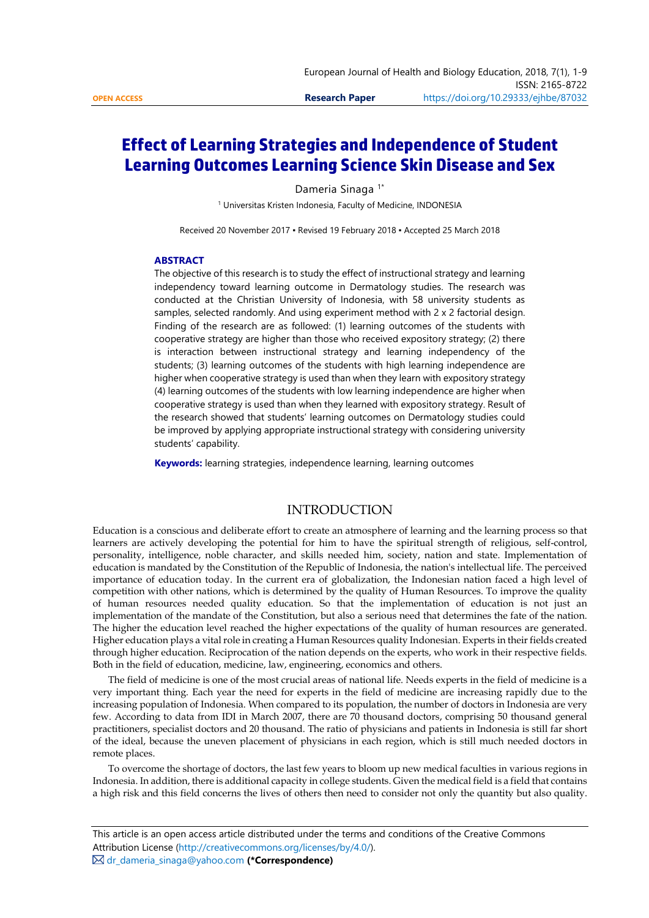OPEN ACCESS

Research Paper

https://doi.org/10.29333/ejhbe/87032

# Effect of Learning Strategies and Independence of Student Learning Outcomes Learning Science Skin Disease and Sex

Dameria Sinaga [1*]

[1] Universitas Kristen Indonesia, Faculty of Medicine, INDONESIA

Received 20 November 2017 ▪ Revised 19 February 2018 ▪ Accepted 25 March 2018

### ABSTRACT

The objective of this research is to study the effect of instructional strategy and learning independency toward learning outcome in Dermatology studies. The research was conducted at the Christian University of Indonesia, with 58 university students as samples, selected randomly. And using experiment method with 2 x 2 factorial design. Finding of the research are as followed: (1) learning outcomes of the students with cooperative strategy are higher than those who received expository strategy; (2) there is interaction between instructional strategy and learning independency of the students; (3) learning outcomes of the students with high learning independence are higher when cooperative strategy is used than when they learn with expository strategy (4) learning outcomes of the students with low learning independence are higher when cooperative strategy is used than when they learned with expository strategy. Result of the research showed that students' learning outcomes on Dermatology studies could be improved by applying appropriate instructional strategy with considering university students' capability.

**Keywords:** learning strategies, independence learning, learning outcomes

## INTRODUCTION

Education is a conscious and deliberate effort to create an atmosphere of learning and the learning process so that learners are actively developing the potential for him to have the spiritual strength of religious, self-control, personality, intelligence, noble character, and skills needed him, society, nation and state. Implementation of education is mandated by the Constitution of the Republic of Indonesia, the nation's intellectual life. The perceived importance of education today. In the current era of globalization, the Indonesian nation faced a high level of competition with other nations, which is determined by the quality of Human Resources. To improve the quality of human resources needed quality education. So that the implementation of education is not just an implementation of the mandate of the Constitution, but also a serious need that determines the fate of the nation. The higher the education level reached the higher expectations of the quality of human resources are generated. Higher education plays a vital role in creating a Human Resources quality Indonesian. Experts in their fields created through higher education. Reciprocation of the nation depends on the experts, who work in their respective fields. Both in the field of education, medicine, law, engineering, economics and others.

The field of medicine is one of the most crucial areas of national life. Needs experts in the field of medicine is a very important thing. Each year the need for experts in the field of medicine are increasing rapidly due to the increasing population of Indonesia. When compared to its population, the number of doctors in Indonesia are very few. According to data from IDI in March 2007, there are 70 thousand doctors, comprising 50 thousand general practitioners, specialist doctors and 20 thousand. The ratio of physicians and patients in Indonesia is still far short of the ideal, because the uneven placement of physicians in each region, which is still much needed doctors in remote places.

To overcome the shortage of doctors, the last few years to bloom up new medical faculties in various regions in Indonesia. In addition, there is additional capacity in college students. Given the medical field is a field that contains a high risk and this field concerns the lives of others then need to consider not only the quantity but also quality.

This article is an open access article distributed under the terms and conditions of the Creative Commons Attribution License (http://creativecommons.org/licenses/by/4.0/).

✉ dr_dameria_sinaga@yahoo.com **(*Correspondence)**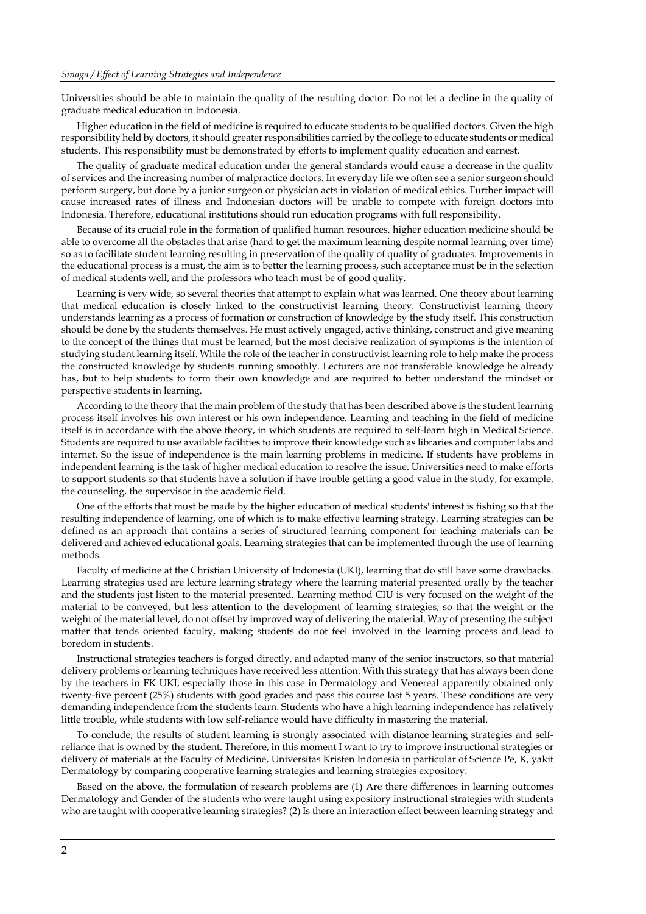Universities should be able to maintain the quality of the resulting doctor. Do not let a decline in the quality of graduate medical education in Indonesia.

Higher education in the field of medicine is required to educate students to be qualified doctors. Given the high responsibility held by doctors, it should greater responsibilities carried by the college to educate students or medical students. This responsibility must be demonstrated by efforts to implement quality education and earnest.

The quality of graduate medical education under the general standards would cause a decrease in the quality of services and the increasing number of malpractice doctors. In everyday life we often see a senior surgeon should perform surgery, but done by a junior surgeon or physician acts in violation of medical ethics. Further impact will cause increased rates of illness and Indonesian doctors will be unable to compete with foreign doctors into Indonesia. Therefore, educational institutions should run education programs with full responsibility.

Because of its crucial role in the formation of qualified human resources, higher education medicine should be able to overcome all the obstacles that arise (hard to get the maximum learning despite normal learning over time) so as to facilitate student learning resulting in preservation of the quality of quality of graduates. Improvements in the educational process is a must, the aim is to better the learning process, such acceptance must be in the selection of medical students well, and the professors who teach must be of good quality.

Learning is very wide, so several theories that attempt to explain what was learned. One theory about learning that medical education is closely linked to the constructivist learning theory. Constructivist learning theory understands learning as a process of formation or construction of knowledge by the study itself. This construction should be done by the students themselves. He must actively engaged, active thinking, construct and give meaning to the concept of the things that must be learned, but the most decisive realization of symptoms is the intention of studying student learning itself. While the role of the teacher in constructivist learning role to help make the process the constructed knowledge by students running smoothly. Lecturers are not transferable knowledge he already has, but to help students to form their own knowledge and are required to better understand the mindset or perspective students in learning.

According to the theory that the main problem of the study that has been described above is the student learning process itself involves his own interest or his own independence. Learning and teaching in the field of medicine itself is in accordance with the above theory, in which students are required to self-learn high in Medical Science. Students are required to use available facilities to improve their knowledge such as libraries and computer labs and internet. So the issue of independence is the main learning problems in medicine. If students have problems in independent learning is the task of higher medical education to resolve the issue. Universities need to make efforts to support students so that students have a solution if have trouble getting a good value in the study, for example, the counseling, the supervisor in the academic field.

One of the efforts that must be made by the higher education of medical students' interest is fishing so that the resulting independence of learning, one of which is to make effective learning strategy. Learning strategies can be defined as an approach that contains a series of structured learning component for teaching materials can be delivered and achieved educational goals. Learning strategies that can be implemented through the use of learning methods.

Faculty of medicine at the Christian University of Indonesia (UKI), learning that do still have some drawbacks. Learning strategies used are lecture learning strategy where the learning material presented orally by the teacher and the students just listen to the material presented. Learning method CIU is very focused on the weight of the material to be conveyed, but less attention to the development of learning strategies, so that the weight or the weight of the material level, do not offset by improved way of delivering the material. Way of presenting the subject matter that tends oriented faculty, making students do not feel involved in the learning process and lead to boredom in students.

Instructional strategies teachers is forged directly, and adapted many of the senior instructors, so that material delivery problems or learning techniques have received less attention. With this strategy that has always been done by the teachers in FK UKI, especially those in this case in Dermatology and Venereal apparently obtained only twenty-five percent (25%) students with good grades and pass this course last 5 years. These conditions are very demanding independence from the students learn. Students who have a high learning independence has relatively little trouble, while students with low self-reliance would have difficulty in mastering the material.

To conclude, the results of student learning is strongly associated with distance learning strategies and self-reliance that is owned by the student. Therefore, in this moment I want to try to improve instructional strategies or delivery of materials at the Faculty of Medicine, Universitas Kristen Indonesia in particular of Science Pe, K, yakit Dermatology by comparing cooperative learning strategies and learning strategies expository.

Based on the above, the formulation of research problems are (1) Are there differences in learning outcomes Dermatology and Gender of the students who were taught using expository instructional strategies with students who are taught with cooperative learning strategies? (2) Is there an interaction effect between learning strategy and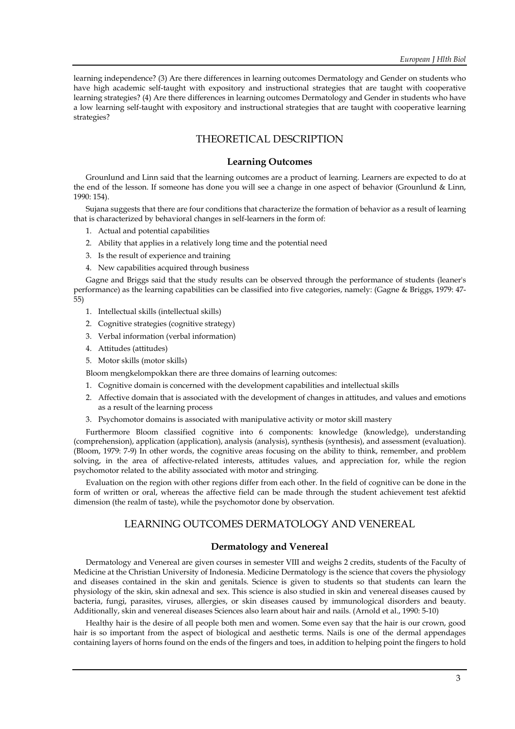learning independence? (3) Are there differences in learning outcomes Dermatology and Gender on students who have high academic self-taught with expository and instructional strategies that are taught with cooperative learning strategies? (4) Are there differences in learning outcomes Dermatology and Gender in students who have a low learning self-taught with expository and instructional strategies that are taught with cooperative learning strategies?

## THEORETICAL DESCRIPTION

### Learning Outcomes

Grounlund and Linn said that the learning outcomes are a product of learning. Learners are expected to do at the end of the lesson. If someone has done you will see a change in one aspect of behavior (Grounlund & Linn, 1990: 154).

Sujana suggests that there are four conditions that characterize the formation of behavior as a result of learning that is characterized by behavioral changes in self-learners in the form of:

1. Actual and potential capabilities
2. Ability that applies in a relatively long time and the potential need
3. Is the result of experience and training
4. New capabilities acquired through business

Gagne and Briggs said that the study results can be observed through the performance of students (leaner's performance) as the learning capabilities can be classified into five categories, namely: (Gagne & Briggs, 1979: 47-55)

1. Intellectual skills (intellectual skills)
2. Cognitive strategies (cognitive strategy)
3. Verbal information (verbal information)
4. Attitudes (attitudes)
5. Motor skills (motor skills)

Bloom mengkelompokkan there are three domains of learning outcomes:

1. Cognitive domain is concerned with the development capabilities and intellectual skills
2. Affective domain that is associated with the development of changes in attitudes, and values and emotions as a result of the learning process
3. Psychomotor domains is associated with manipulative activity or motor skill mastery

Furthermore Bloom classified cognitive into 6 components: knowledge (knowledge), understanding (comprehension), application (application), analysis (analysis), synthesis (synthesis), and assessment (evaluation). (Bloom, 1979: 7-9) In other words, the cognitive areas focusing on the ability to think, remember, and problem solving, in the area of affective-related interests, attitudes values, and appreciation for, while the region psychomotor related to the ability associated with motor and stringing.

Evaluation on the region with other regions differ from each other. In the field of cognitive can be done in the form of written or oral, whereas the affective field can be made through the student achievement test afektid dimension (the realm of taste), while the psychomotor done by observation.

## LEARNING OUTCOMES DERMATOLOGY AND VENEREAL

### Dermatology and Venereal

Dermatology and Venereal are given courses in semester VIII and weighs 2 credits, students of the Faculty of Medicine at the Christian University of Indonesia. Medicine Dermatology is the science that covers the physiology and diseases contained in the skin and genitals. Science is given to students so that students can learn the physiology of the skin, skin adnexal and sex. This science is also studied in skin and venereal diseases caused by bacteria, fungi, parasites, viruses, allergies, or skin diseases caused by immunological disorders and beauty. Additionally, skin and venereal diseases Sciences also learn about hair and nails. (Arnold et al., 1990: 5-10)

Healthy hair is the desire of all people both men and women. Some even say that the hair is our crown, good hair is so important from the aspect of biological and aesthetic terms. Nails is one of the dermal appendages containing layers of horns found on the ends of the fingers and toes, in addition to helping point the fingers to hold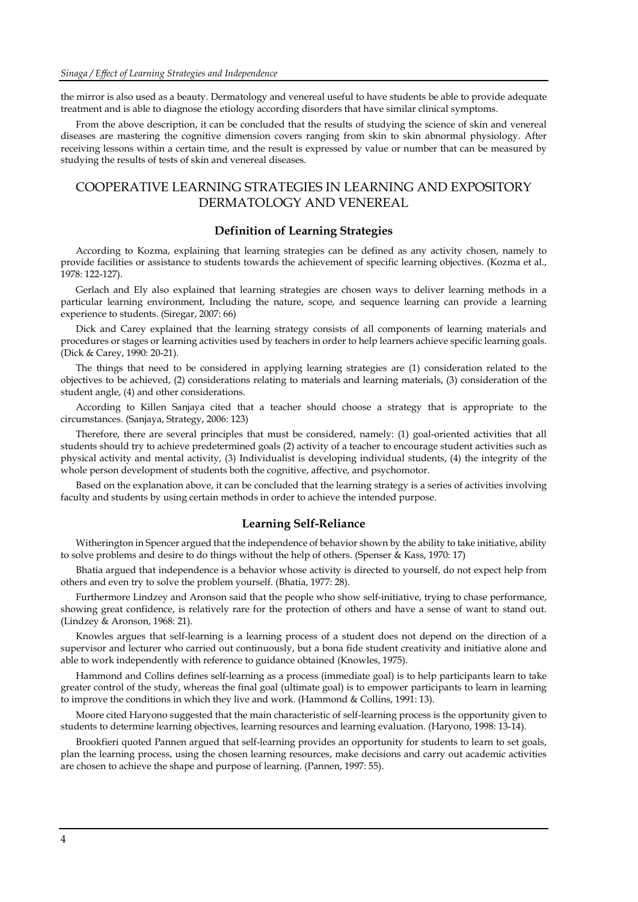the mirror is also used as a beauty. Dermatology and venereal useful to have students be able to provide adequate treatment and is able to diagnose the etiology according disorders that have similar clinical symptoms.

From the above description, it can be concluded that the results of studying the science of skin and venereal diseases are mastering the cognitive dimension covers ranging from skin to skin abnormal physiology. After receiving lessons within a certain time, and the result is expressed by value or number that can be measured by studying the results of tests of skin and venereal diseases.

## COOPERATIVE LEARNING STRATEGIES IN LEARNING AND EXPOSITORY DERMATOLOGY AND VENEREAL

### Definition of Learning Strategies

According to Kozma, explaining that learning strategies can be defined as any activity chosen, namely to provide facilities or assistance to students towards the achievement of specific learning objectives. (Kozma et al., 1978: 122-127).

Gerlach and Ely also explained that learning strategies are chosen ways to deliver learning methods in a particular learning environment, Including the nature, scope, and sequence learning can provide a learning experience to students. (Siregar, 2007: 66)

Dick and Carey explained that the learning strategy consists of all components of learning materials and procedures or stages or learning activities used by teachers in order to help learners achieve specific learning goals. (Dick & Carey, 1990: 20-21).

The things that need to be considered in applying learning strategies are (1) consideration related to the objectives to be achieved, (2) considerations relating to materials and learning materials, (3) consideration of the student angle, (4) and other considerations.

According to Killen Sanjaya cited that a teacher should choose a strategy that is appropriate to the circumstances. (Sanjaya, Strategy, 2006: 123)

Therefore, there are several principles that must be considered, namely: (1) goal-oriented activities that all students should try to achieve predetermined goals (2) activity of a teacher to encourage student activities such as physical activity and mental activity, (3) Individualist is developing individual students, (4) the integrity of the whole person development of students both the cognitive, affective, and psychomotor.

Based on the explanation above, it can be concluded that the learning strategy is a series of activities involving faculty and students by using certain methods in order to achieve the intended purpose.

### Learning Self-Reliance

Witherington in Spencer argued that the independence of behavior shown by the ability to take initiative, ability to solve problems and desire to do things without the help of others. (Spenser & Kass, 1970: 17)

Bhatia argued that independence is a behavior whose activity is directed to yourself, do not expect help from others and even try to solve the problem yourself. (Bhatia, 1977: 28).

Furthermore Lindzey and Aronson said that the people who show self-initiative, trying to chase performance, showing great confidence, is relatively rare for the protection of others and have a sense of want to stand out. (Lindzey & Aronson, 1968: 21).

Knowles argues that self-learning is a learning process of a student does not depend on the direction of a supervisor and lecturer who carried out continuously, but a bona fide student creativity and initiative alone and able to work independently with reference to guidance obtained (Knowles, 1975).

Hammond and Collins defines self-learning as a process (immediate goal) is to help participants learn to take greater control of the study, whereas the final goal (ultimate goal) is to empower participants to learn in learning to improve the conditions in which they live and work. (Hammond & Collins, 1991: 13).

Moore cited Haryono suggested that the main characteristic of self-learning process is the opportunity given to students to determine learning objectives, learning resources and learning evaluation. (Haryono, 1998: 13-14).

Brookfieri quoted Pannen argued that self-learning provides an opportunity for students to learn to set goals, plan the learning process, using the chosen learning resources, make decisions and carry out academic activities are chosen to achieve the shape and purpose of learning. (Pannen, 1997: 55).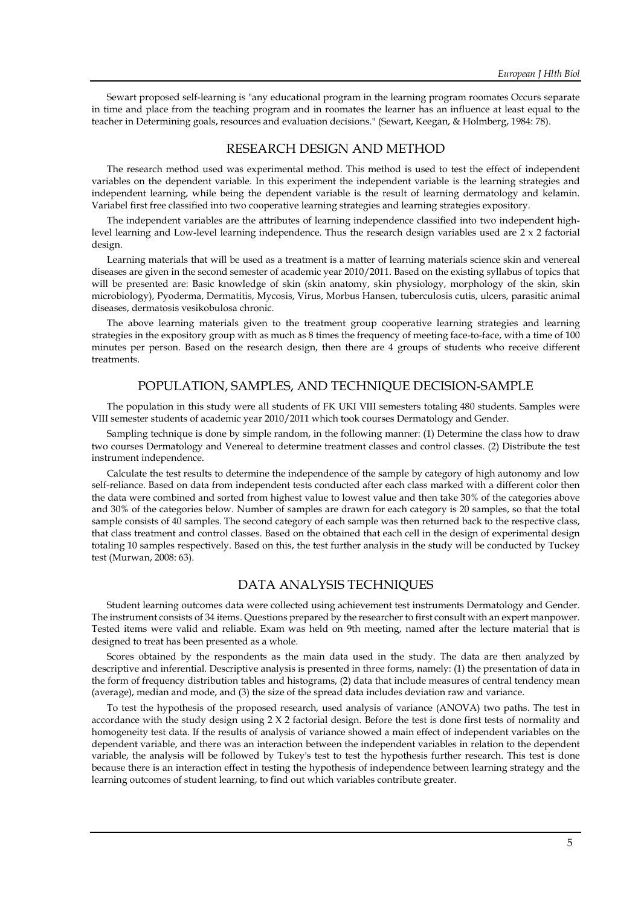Sewart proposed self-learning is "any educational program in the learning program roomates Occurs separate in time and place from the teaching program and in roomates the learner has an influence at least equal to the teacher in Determining goals, resources and evaluation decisions." (Sewart, Keegan, & Holmberg, 1984: 78).

## RESEARCH DESIGN AND METHOD

The research method used was experimental method. This method is used to test the effect of independent variables on the dependent variable. In this experiment the independent variable is the learning strategies and independent learning, while being the dependent variable is the result of learning dermatology and kelamin. Variabel first free classified into two cooperative learning strategies and learning strategies expository.

The independent variables are the attributes of learning independence classified into two independent high-level learning and Low-level learning independence. Thus the research design variables used are 2 x 2 factorial design.

Learning materials that will be used as a treatment is a matter of learning materials science skin and venereal diseases are given in the second semester of academic year 2010/2011. Based on the existing syllabus of topics that will be presented are: Basic knowledge of skin (skin anatomy, skin physiology, morphology of the skin, skin microbiology), Pyoderma, Dermatitis, Mycosis, Virus, Morbus Hansen, tuberculosis cutis, ulcers, parasitic animal diseases, dermatosis vesikobulosa chronic.

The above learning materials given to the treatment group cooperative learning strategies and learning strategies in the expository group with as much as 8 times the frequency of meeting face-to-face, with a time of 100 minutes per person. Based on the research design, then there are 4 groups of students who receive different treatments.

## POPULATION, SAMPLES, AND TECHNIQUE DECISION-SAMPLE

The population in this study were all students of FK UKI VIII semesters totaling 480 students. Samples were VIII semester students of academic year 2010/2011 which took courses Dermatology and Gender.

Sampling technique is done by simple random, in the following manner: (1) Determine the class how to draw two courses Dermatology and Venereal to determine treatment classes and control classes. (2) Distribute the test instrument independence.

Calculate the test results to determine the independence of the sample by category of high autonomy and low self-reliance. Based on data from independent tests conducted after each class marked with a different color then the data were combined and sorted from highest value to lowest value and then take 30% of the categories above and 30% of the categories below. Number of samples are drawn for each category is 20 samples, so that the total sample consists of 40 samples. The second category of each sample was then returned back to the respective class, that class treatment and control classes. Based on the obtained that each cell in the design of experimental design totaling 10 samples respectively. Based on this, the test further analysis in the study will be conducted by Tuckey test (Murwan, 2008: 63).

## DATA ANALYSIS TECHNIQUES

Student learning outcomes data were collected using achievement test instruments Dermatology and Gender. The instrument consists of 34 items. Questions prepared by the researcher to first consult with an expert manpower. Tested items were valid and reliable. Exam was held on 9th meeting, named after the lecture material that is designed to treat has been presented as a whole.

Scores obtained by the respondents as the main data used in the study. The data are then analyzed by descriptive and inferential. Descriptive analysis is presented in three forms, namely: (1) the presentation of data in the form of frequency distribution tables and histograms, (2) data that include measures of central tendency mean (average), median and mode, and (3) the size of the spread data includes deviation raw and variance.

To test the hypothesis of the proposed research, used analysis of variance (ANOVA) two paths. The test in accordance with the study design using 2 X 2 factorial design. Before the test is done first tests of normality and homogeneity test data. If the results of analysis of variance showed a main effect of independent variables on the dependent variable, and there was an interaction between the independent variables in relation to the dependent variable, the analysis will be followed by Tukey's test to test the hypothesis further research. This test is done because there is an interaction effect in testing the hypothesis of independence between learning strategy and the learning outcomes of student learning, to find out which variables contribute greater.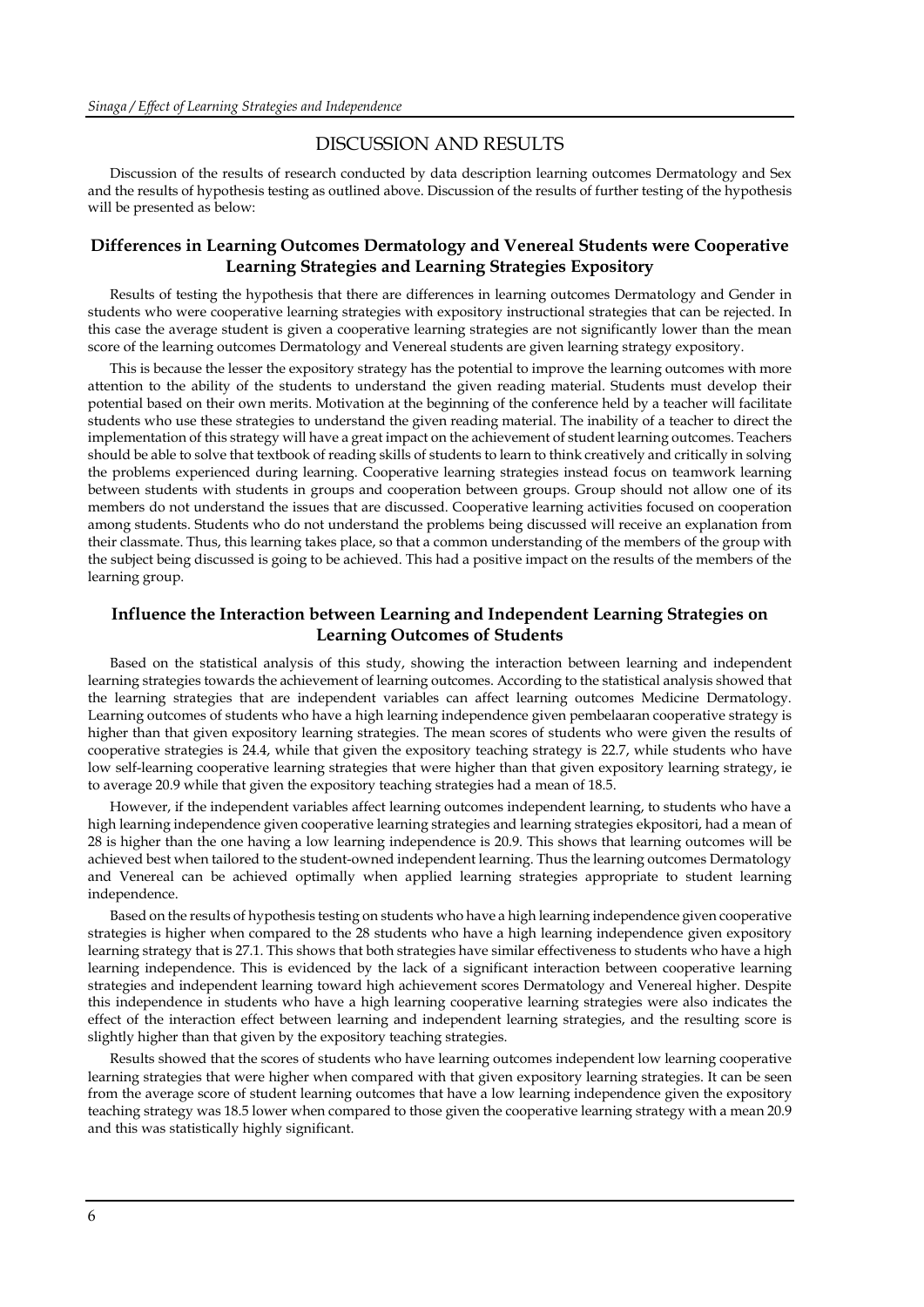## DISCUSSION AND RESULTS

Discussion of the results of research conducted by data description learning outcomes Dermatology and Sex and the results of hypothesis testing as outlined above. Discussion of the results of further testing of the hypothesis will be presented as below:

### Differences in Learning Outcomes Dermatology and Venereal Students were Cooperative Learning Strategies and Learning Strategies Expository

Results of testing the hypothesis that there are differences in learning outcomes Dermatology and Gender in students who were cooperative learning strategies with expository instructional strategies that can be rejected. In this case the average student is given a cooperative learning strategies are not significantly lower than the mean score of the learning outcomes Dermatology and Venereal students are given learning strategy expository.

This is because the lesser the expository strategy has the potential to improve the learning outcomes with more attention to the ability of the students to understand the given reading material. Students must develop their potential based on their own merits. Motivation at the beginning of the conference held by a teacher will facilitate students who use these strategies to understand the given reading material. The inability of a teacher to direct the implementation of this strategy will have a great impact on the achievement of student learning outcomes. Teachers should be able to solve that textbook of reading skills of students to learn to think creatively and critically in solving the problems experienced during learning. Cooperative learning strategies instead focus on teamwork learning between students with students in groups and cooperation between groups. Group should not allow one of its members do not understand the issues that are discussed. Cooperative learning activities focused on cooperation among students. Students who do not understand the problems being discussed will receive an explanation from their classmate. Thus, this learning takes place, so that a common understanding of the members of the group with the subject being discussed is going to be achieved. This had a positive impact on the results of the members of the learning group.

### Influence the Interaction between Learning and Independent Learning Strategies on Learning Outcomes of Students

Based on the statistical analysis of this study, showing the interaction between learning and independent learning strategies towards the achievement of learning outcomes. According to the statistical analysis showed that the learning strategies that are independent variables can affect learning outcomes Medicine Dermatology. Learning outcomes of students who have a high learning independence given pembelaaran cooperative strategy is higher than that given expository learning strategies. The mean scores of students who were given the results of cooperative strategies is 24.4, while that given the expository teaching strategy is 22.7, while students who have low self-learning cooperative learning strategies that were higher than that given expository learning strategy, ie to average 20.9 while that given the expository teaching strategies had a mean of 18.5.

However, if the independent variables affect learning outcomes independent learning, to students who have a high learning independence given cooperative learning strategies and learning strategies ekspositori, had a mean of 28 is higher than the one having a low learning independence is 20.9. This shows that learning outcomes will be achieved best when tailored to the student-owned independent learning. Thus the learning outcomes Dermatology and Venereal can be achieved optimally when applied learning strategies appropriate to student learning independence.

Based on the results of hypothesis testing on students who have a high learning independence given cooperative strategies is higher when compared to the 28 students who have a high learning independence given expository learning strategy that is 27.1. This shows that both strategies have similar effectiveness to students who have a high learning independence. This is evidenced by the lack of a significant interaction between cooperative learning strategies and independent learning toward high achievement scores Dermatology and Venereal higher. Despite this independence in students who have a high learning cooperative learning strategies were also indicates the effect of the interaction effect between learning and independent learning strategies, and the resulting score is slightly higher than that given by the expository teaching strategies.

Results showed that the scores of students who have learning outcomes independent low learning cooperative learning strategies that were higher when compared with that given expository learning strategies. It can be seen from the average score of student learning outcomes that have a low learning independence given the expository teaching strategy was 18.5 lower when compared to those given the cooperative learning strategy with a mean 20.9 and this was statistically highly significant.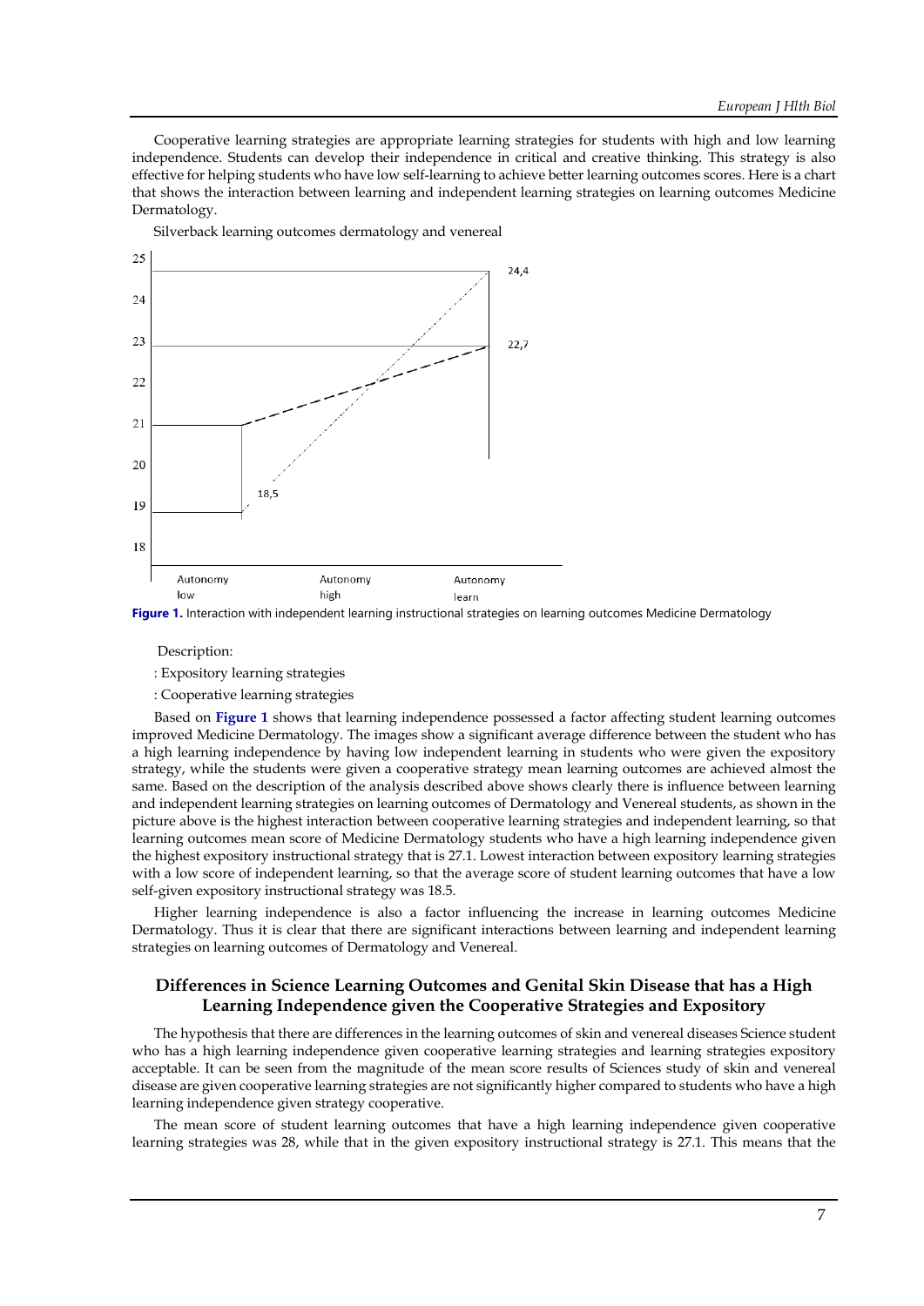Cooperative learning strategies are appropriate learning strategies for students with high and low learning independence. Students can develop their independence in critical and creative thinking. This strategy is also effective for helping students who have low self-learning to achieve better learning outcomes scores. Here is a chart that shows the interaction between learning and independent learning strategies on learning outcomes Medicine Dermatology.

Silverback learning outcomes dermatology and venereal

**Figure 1.** Interaction with independent learning instructional strategies on learning outcomes Medicine Dermatology

Description:

: Expository learning strategies

: Cooperative learning strategies

Based on **Figure 1** shows that learning independence possessed a factor affecting student learning outcomes improved Medicine Dermatology. The images show a significant average difference between the student who has a high learning independence by having low independent learning in students who were given the expository strategy, while the students were given a cooperative strategy mean learning outcomes are achieved almost the same. Based on the description of the analysis described above shows clearly there is influence between learning and independent learning strategies on learning outcomes of Dermatology and Venereal students, as shown in the picture above is the highest interaction between cooperative learning strategies and independent learning, so that learning outcomes mean score of Medicine Dermatology students who have a high learning independence given the highest expository instructional strategy that is 27.1. Lowest interaction between expository learning strategies with a low score of independent learning, so that the average score of student learning outcomes that have a low self-given expository instructional strategy was 18.5.

Higher learning independence is also a factor influencing the increase in learning outcomes Medicine Dermatology. Thus it is clear that there are significant interactions between learning and independent learning strategies on learning outcomes of Dermatology and Venereal.

## Differences in Science Learning Outcomes and Genital Skin Disease that has a High Learning Independence given the Cooperative Strategies and Expository

The hypothesis that there are differences in the learning outcomes of skin and venereal diseases Science student who has a high learning independence given cooperative learning strategies and learning strategies expository acceptable. It can be seen from the magnitude of the mean score results of Sciences study of skin and venereal disease are given cooperative learning strategies are not significantly higher compared to students who have a high learning independence given strategy cooperative.

The mean score of student learning outcomes that have a high learning independence given cooperative learning strategies was 28, while that in the given expository instructional strategy is 27.1. This means that the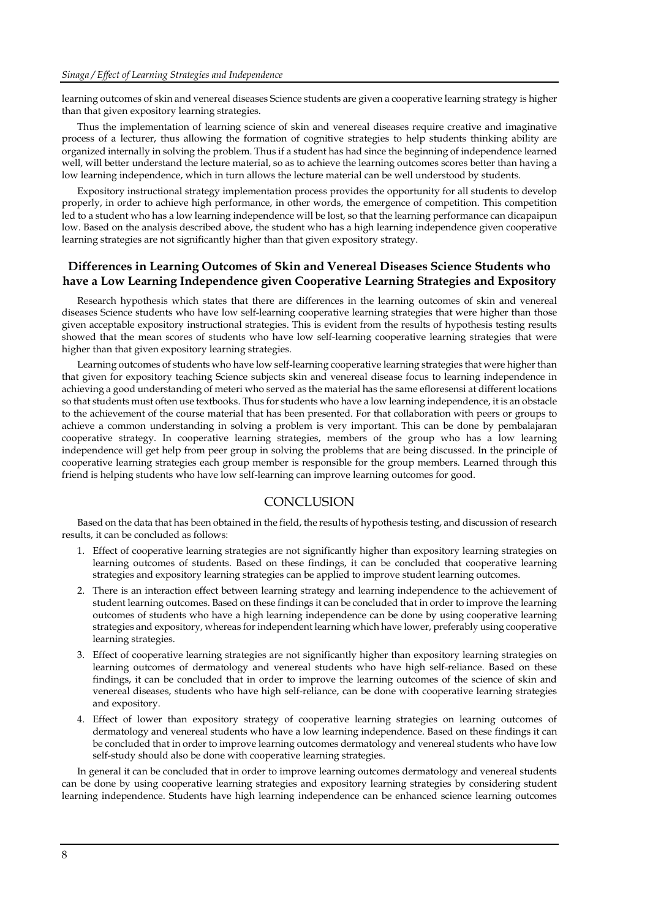learning outcomes of skin and venereal diseases Science students are given a cooperative learning strategy is higher than that given expository learning strategies.

Thus the implementation of learning science of skin and venereal diseases require creative and imaginative process of a lecturer, thus allowing the formation of cognitive strategies to help students thinking ability are organized internally in solving the problem. Thus if a student has had since the beginning of independence learned well, will better understand the lecture material, so as to achieve the learning outcomes scores better than having a low learning independence, which in turn allows the lecture material can be well understood by students.

Expository instructional strategy implementation process provides the opportunity for all students to develop properly, in order to achieve high performance, in other words, the emergence of competition. This competition led to a student who has a low learning independence will be lost, so that the learning performance can dicapaipun low. Based on the analysis described above, the student who has a high learning independence given cooperative learning strategies are not significantly higher than that given expository strategy.

### Differences in Learning Outcomes of Skin and Venereal Diseases Science Students who have a Low Learning Independence given Cooperative Learning Strategies and Expository

Research hypothesis which states that there are differences in the learning outcomes of skin and venereal diseases Science students who have low self-learning cooperative learning strategies that were higher than those given acceptable expository instructional strategies. This is evident from the results of hypothesis testing results showed that the mean scores of students who have low self-learning cooperative learning strategies that were higher than that given expository learning strategies.

Learning outcomes of students who have low self-learning cooperative learning strategies that were higher than that given for expository teaching Science subjects skin and venereal disease focus to learning independence in achieving a good understanding of meteri who served as the material has the same efloresensi at different locations so that students must often use textbooks. Thus for students who have a low learning independence, it is an obstacle to the achievement of the course material that has been presented. For that collaboration with peers or groups to achieve a common understanding in solving a problem is very important. This can be done by pembalajaran cooperative strategy. In cooperative learning strategies, members of the group who has a low learning independence will get help from peer group in solving the problems that are being discussed. In the principle of cooperative learning strategies each group member is responsible for the group members. Learned through this friend is helping students who have low self-learning can improve learning outcomes for good.

## CONCLUSION

Based on the data that has been obtained in the field, the results of hypothesis testing, and discussion of research results, it can be concluded as follows:

1. Effect of cooperative learning strategies are not significantly higher than expository learning strategies on learning outcomes of students. Based on these findings, it can be concluded that cooperative learning strategies and expository learning strategies can be applied to improve student learning outcomes.
2. There is an interaction effect between learning strategy and learning independence to the achievement of student learning outcomes. Based on these findings it can be concluded that in order to improve the learning outcomes of students who have a high learning independence can be done by using cooperative learning strategies and expository, whereas for independent learning which have lower, preferably using cooperative learning strategies.
3. Effect of cooperative learning strategies are not significantly higher than expository learning strategies on learning outcomes of dermatology and venereal students who have high self-reliance. Based on these findings, it can be concluded that in order to improve the learning outcomes of the science of skin and venereal diseases, students who have high self-reliance, can be done with cooperative learning strategies and expository.
4. Effect of lower than expository strategy of cooperative learning strategies on learning outcomes of dermatology and venereal students who have a low learning independence. Based on these findings it can be concluded that in order to improve learning outcomes dermatology and venereal students who have low self-study should also be done with cooperative learning strategies.

In general it can be concluded that in order to improve learning outcomes dermatology and venereal students can be done by using cooperative learning strategies and expository learning strategies by considering student learning independence. Students have high learning independence can be enhanced science learning outcomes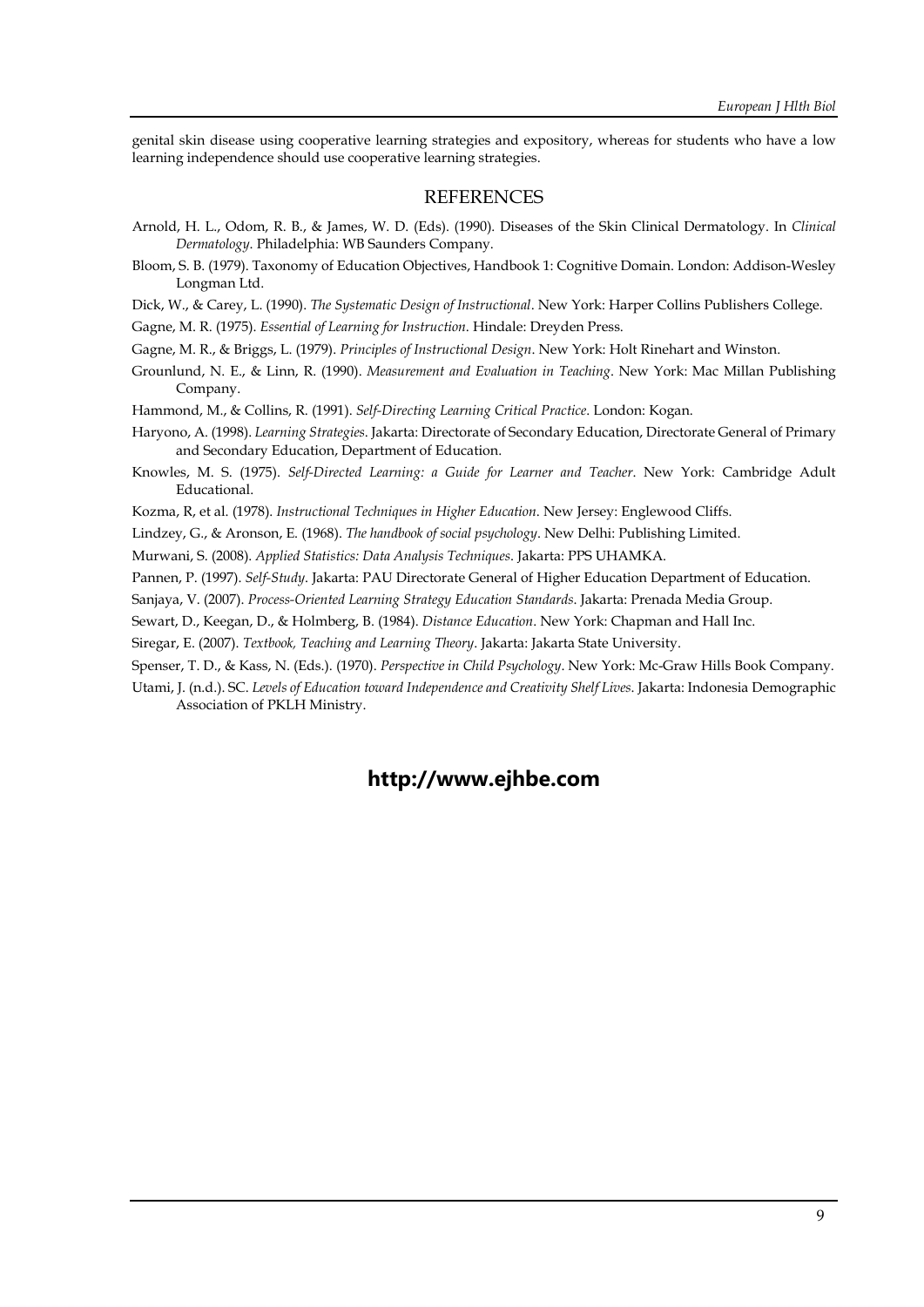genital skin disease using cooperative learning strategies and expository, whereas for students who have a low learning independence should use cooperative learning strategies.

## REFERENCES

Arnold, H. L., Odom, R. B., & James, W. D. (Eds). (1990). Diseases of the Skin Clinical Dermatology. In *Clinical Dermatology*. Philadelphia: WB Saunders Company.

Bloom, S. B. (1979). Taxonomy of Education Objectives, Handbook 1: Cognitive Domain. London: Addison-Wesley Longman Ltd.

Dick, W., & Carey, L. (1990). *The Systematic Design of Instructional*. New York: Harper Collins Publishers College.

Gagne, M. R. (1975). *Essential of Learning for Instruction*. Hindale: Dreyden Press.

Gagne, M. R., & Briggs, L. (1979). *Principles of Instructional Design*. New York: Holt Rinehart and Winston.

Grounlund, N. E., & Linn, R. (1990). *Measurement and Evaluation in Teaching*. New York: Mac Millan Publishing Company.

Hammond, M., & Collins, R. (1991). *Self-Directing Learning Critical Practice*. London: Kogan.

Haryono, A. (1998). *Learning Strategies*. Jakarta: Directorate of Secondary Education, Directorate General of Primary and Secondary Education, Department of Education.

Knowles, M. S. (1975). *Self-Directed Learning: a Guide for Learner and Teacher*. New York: Cambridge Adult Educational.

Kozma, R, et al. (1978). *Instructional Techniques in Higher Education*. New Jersey: Englewood Cliffs.

Lindzey, G., & Aronson, E. (1968). *The handbook of social psychology*. New Delhi: Publishing Limited.

Murwani, S. (2008). *Applied Statistics: Data Analysis Techniques*. Jakarta: PPS UHAMKA.

Pannen, P. (1997). *Self-Study*. Jakarta: PAU Directorate General of Higher Education Department of Education.

Sanjaya, V. (2007). *Process-Oriented Learning Strategy Education Standards*. Jakarta: Prenada Media Group.

Sewart, D., Keegan, D., & Holmberg, B. (1984). *Distance Education*. New York: Chapman and Hall Inc.

Siregar, E. (2007). *Textbook, Teaching and Learning Theory*. Jakarta: Jakarta State University.

Spenser, T. D., & Kass, N. (Eds.). (1970). *Perspective in Child Psychology*. New York: Mc-Graw Hills Book Company.

Utami, J. (n.d.). SC. *Levels of Education toward Independence and Creativity Shelf Lives*. Jakarta: Indonesia Demographic Association of PKLH Ministry.

**http://www.ejhbe.com**